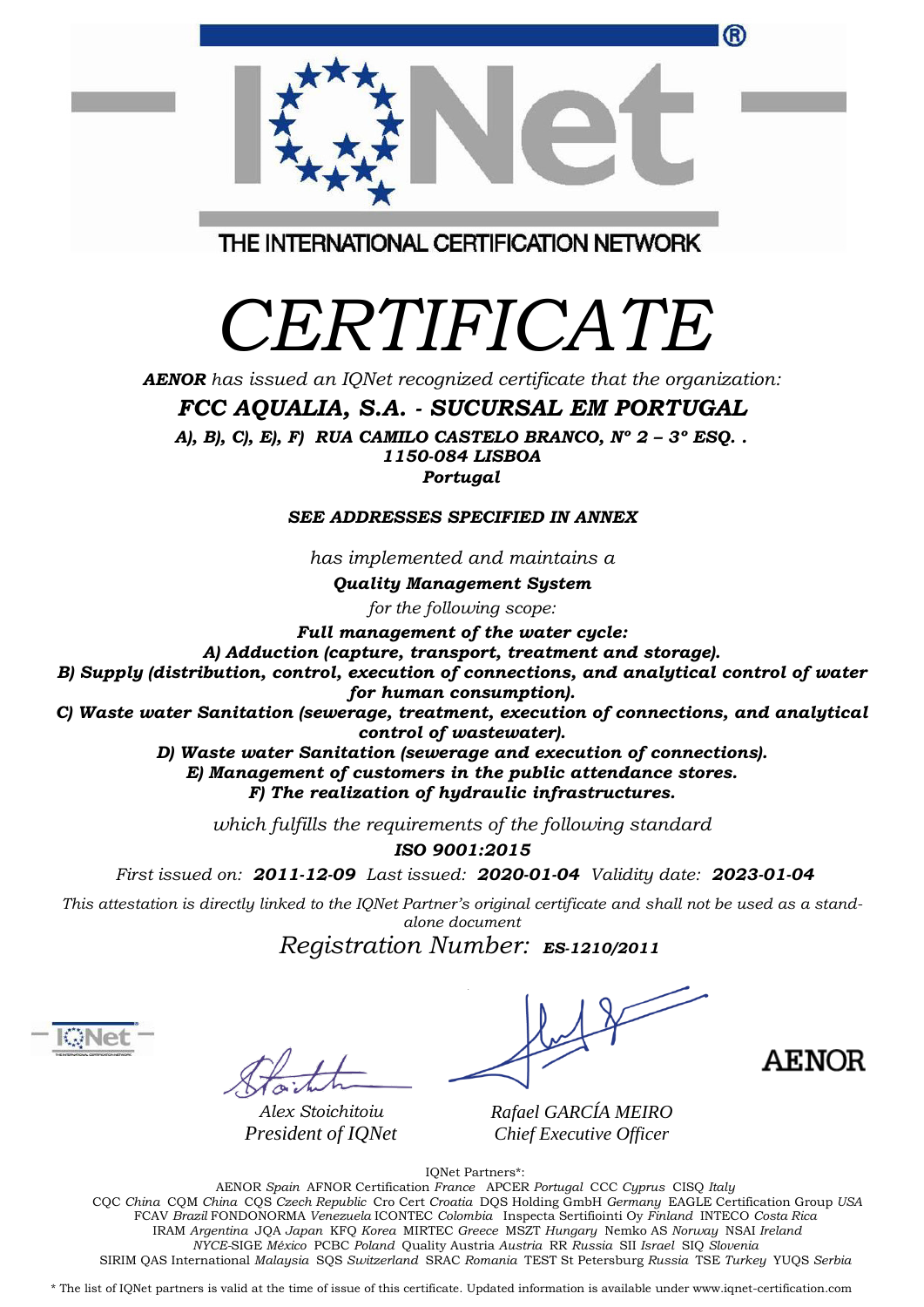THE INTERNATIONAL CERTIFICATION NETWORK

# CERTIFICATE

***AENOR*** *has issued an IQNet recognized certificate that the organization:*

## *FCC AQUALIA, S.A. - SUCURSAL EM PORTUGAL*

***A), B), C), E), F) RUA CAMILO CASTELO BRANCO, Nº 2 – 3º ESQ. .***
***1150-084 LISBOA***
***Portugal***

***SEE ADDRESSES SPECIFIED IN ANNEX***

*has implemented and maintains a*

***Quality Management System***

*for the following scope:*

***Full management of the water cycle:***
***A) Adduction (capture, transport, treatment and storage).***
***B) Supply (distribution, control, execution of connections, and analytical control of water for human consumption).***
***C) Waste water Sanitation (sewerage, treatment, execution of connections, and analytical control of wastewater).***
***D) Waste water Sanitation (sewerage and execution of connections).***
***E) Management of customers in the public attendance stores.***
***F) The realization of hydraulic infrastructures.***

*which fulfills the requirements of the following standard*

***ISO 9001:2015***

*First issued on:* ***2011-12-09*** *Last issued:* ***2020-01-04*** *Validity date:* ***2023-01-04***

*This attestation is directly linked to the IQNet Partner's original certificate and shall not be used as a stand-alone document*

*Registration Number:* ***ES-1210/2011***

*Alex Stoichitoiu*
*President of IQNet*

*Rafael GARCÍA MEIRO*
*Chief Executive Officer*

AENOR

IQNet Partners*:

AENOR *Spain* AFNOR Certification *France* APCER *Portugal* CCC *Cyprus* CISQ *Italy*
CQC *China* CQM *China* CQS *Czech Republic* Cro Cert *Croatia* DQS Holding GmbH *Germany* EAGLE Certification Group *USA*
FCAV *Brazil* FONDONORMA *Venezuela* ICONTEC *Colombia* Inspecta Sertifiointi Oy *Finland* INTECO *Costa Rica*
IRAM *Argentina* JQA *Japan* KFQ *Korea* MIRTEC *Greece* MSZT *Hungary* Nemko AS *Norway* NSAI *Ireland*
*NYCE*-SIGE *México* PCBC *Poland* Quality Austria *Austria* RR *Russia* SII *Israel* SIQ *Slovenia*
SIRIM QAS International *Malaysia* SQS *Switzerland* SRAC *Romania* TEST St Petersburg *Russia* TSE *Turkey* YUQS *Serbia*

\* The list of IQNet partners is valid at the time of issue of this certificate. Updated information is available under www.iqnet-certification.com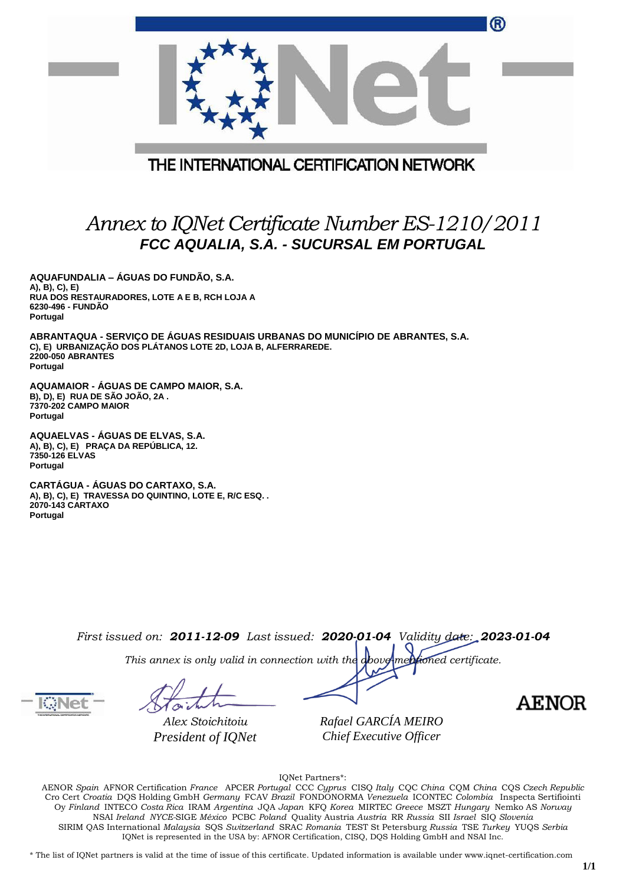THE INTERNATIONAL CERTIFICATION NETWORK

# *Annex to IQNet Certificate Number ES-1210/2011*

## *FCC AQUALIA, S.A. - SUCURSAL EM PORTUGAL*

**AQUAFUNDALIA – ÁGUAS DO FUNDÃO, S.A.**
**A), B), C), E)**
**RUA DOS RESTAURADORES, LOTE A E B, RCH LOJA A**
**6230-496 - FUNDÃO**
**Portugal**

**ABRANTAQUA - SERVIÇO DE ÁGUAS RESIDUAIS URBANAS DO MUNICÍPIO DE ABRANTES, S.A.**
**C), E) URBANIZAÇÃO DOS PLÁTANOS LOTE 2D, LOJA B, ALFERRAREDE.**
**2200-050 ABRANTES**
**Portugal**

**AQUAMAIOR - ÁGUAS DE CAMPO MAIOR, S.A.**
**B), D), E) RUA DE SÃO JOÃO, 2A .**
**7370-202 CAMPO MAIOR**
**Portugal**

**AQUAELVAS - ÁGUAS DE ELVAS, S.A.**
**A), B), C), E) PRAÇA DA REPÚBLICA, 12.**
**7350-126 ELVAS**
**Portugal**

**CARTÁGUA - ÁGUAS DO CARTAXO, S.A.**
**A), B), C), E) TRAVESSA DO QUINTINO, LOTE E, R/C ESQ. .**
**2070-143 CARTAXO**
**Portugal**

*First issued on:* ***2011-12-09*** *Last issued:* ***2020-01-04*** *Validity date:* ***2023-01-04***

*This annex is only valid in connection with the above-mentioned certificate.*

*Alex Stoichitoiu*
*President of IQNet*

*Rafael GARCÍA MEIRO*
*Chief Executive Officer*

AENOR

IQNet Partners*:

AENOR *Spain* AFNOR Certification *France* APCER *Portugal* CCC *Cyprus* CISQ *Italy* CQC *China* CQM *China* CQS *Czech Republic* Cro Cert *Croatia* DQS Holding GmbH *Germany* FCAV *Brazil* FONDONORMA *Venezuela* ICONTEC *Colombia* Inspecta Sertifiointi Oy *Finland* INTECO *Costa Rica* IRAM *Argentina* JQA *Japan* KFQ *Korea* MIRTEC *Greece* MSZT *Hungary* Nemko AS *Norway* NSAI *Ireland* *NYCE*-SIGE *México* PCBC *Poland* Quality Austria *Austria* RR *Russia* SII *Israel* SIQ *Slovenia* SIRIM QAS International *Malaysia* SQS *Switzerland* SRAC *Romania* TEST St Petersburg *Russia* TSE *Turkey* YUQS *Serbia*
IQNet is represented in the USA by: AFNOR Certification, CISQ, DQS Holding GmbH and NSAI Inc.

* The list of IQNet partners is valid at the time of issue of this certificate. Updated information is available under www.iqnet-certification.com